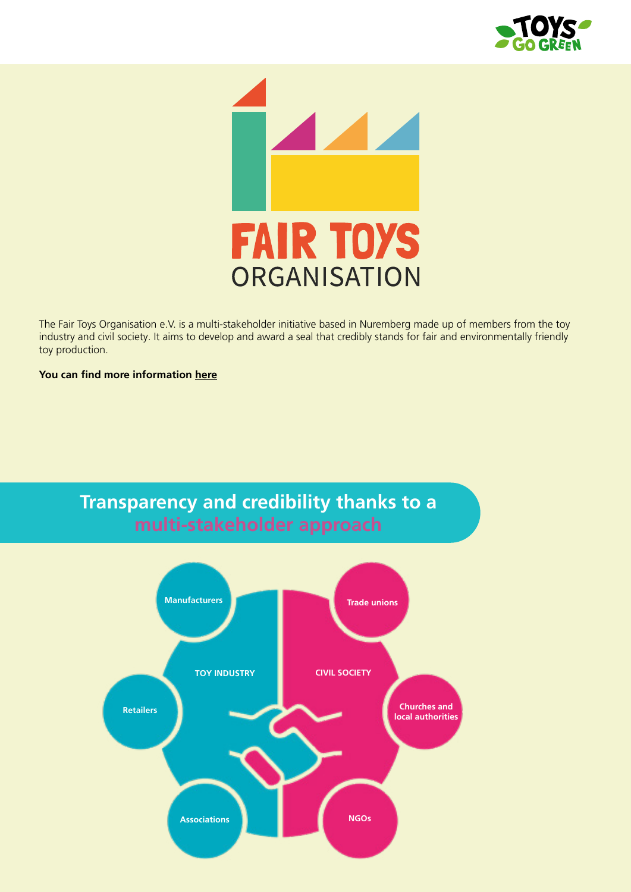# FAIR TOYS ORGANISATION

The Fair Toys Organisation e.V. is a multi-stakeholder initiative based in Nuremberg made up of members from the toy industry and civil society. It aims to develop and award a seal that credibly stands for fair and environmentally friendly toy production.

**You can find more information here**

## Transparency and credibility thanks to a multi-stakeholder approach

TOY INDUSTRY

- Manufacturers
- Retailers
- Associations

CIVIL SOCIETY

- Trade unions
- Churches and local authorities
- NGOs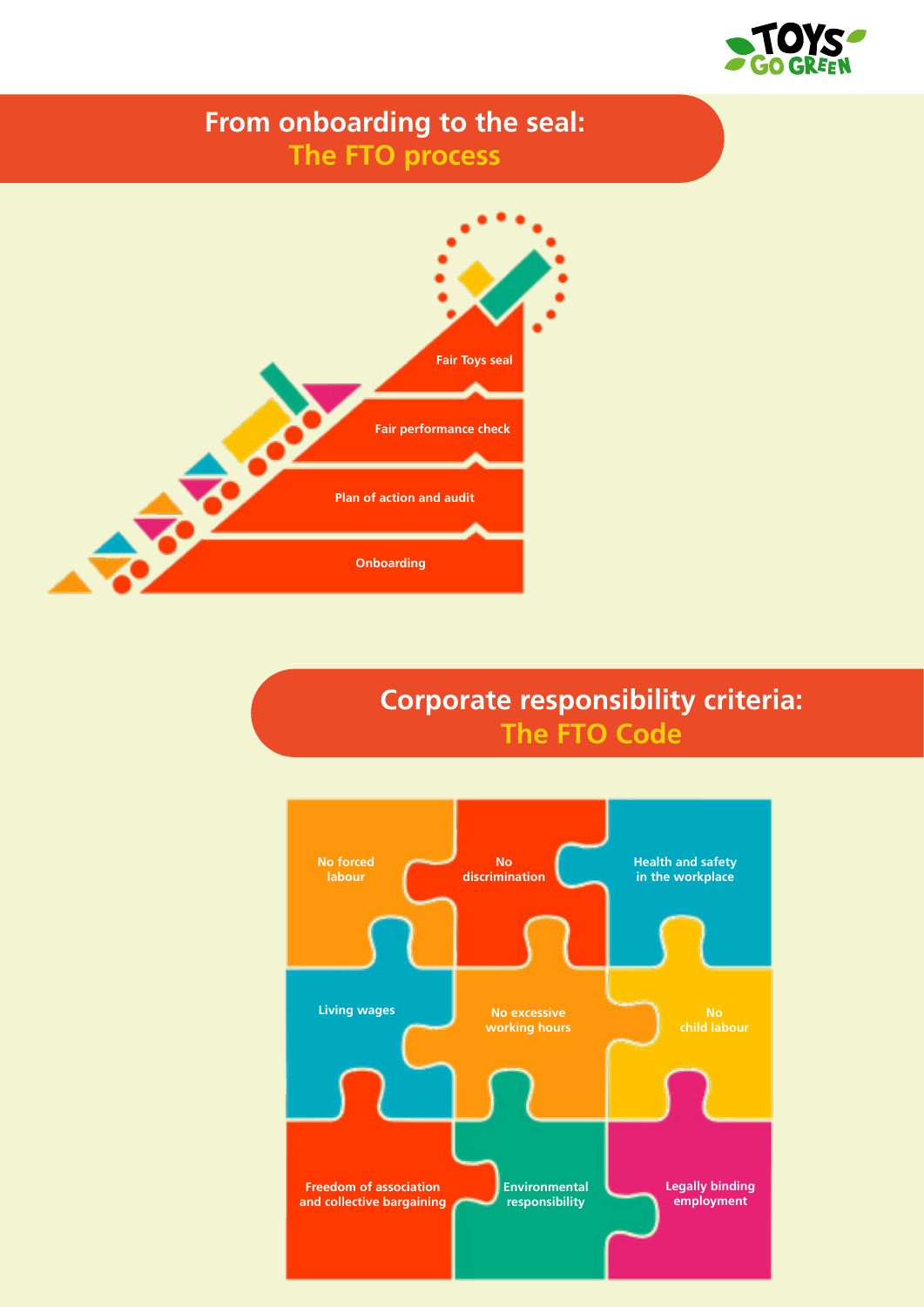## From onboarding to the seal: The FTO process

- Fair Toys seal
- Fair performance check
- Plan of action and audit
- Onboarding

## Corporate responsibility criteria: The FTO Code

- No forced labour
- No discrimination
- Health and safety in the workplace
- Living wages
- No excessive working hours
- No child labour
- Freedom of association and collective bargaining
- Environmental responsibility
- Legally binding employment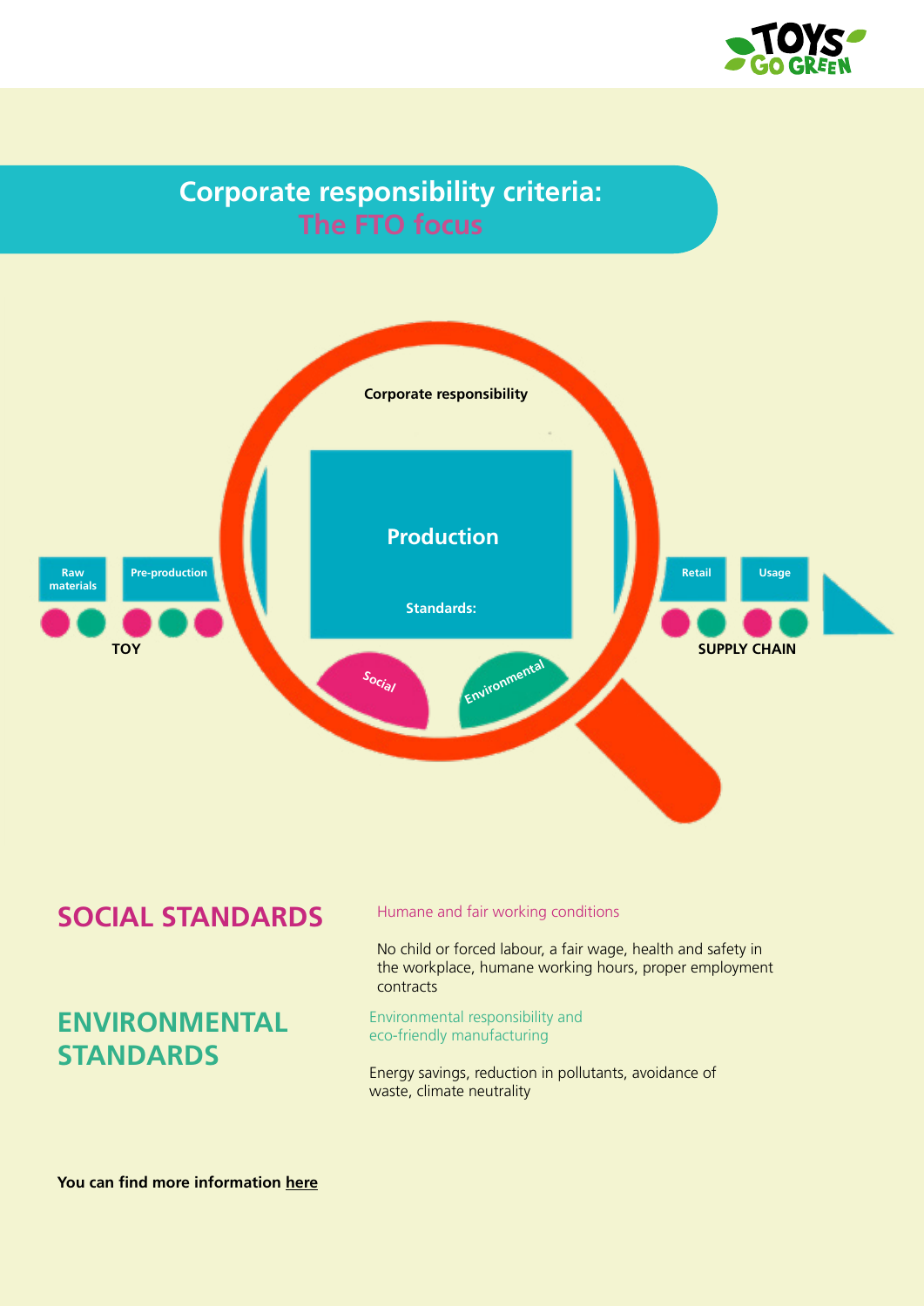# Corporate responsibility criteria: The FTO focus

Corporate responsibility

Raw materials

Pre-production

Production

Standards:

Social

Environmental

Retail

Usage

TOY

SUPPLY CHAIN

## SOCIAL STANDARDS

Humane and fair working conditions

No child or forced labour, a fair wage, health and safety in the workplace, humane working hours, proper employment contracts

## ENVIRONMENTAL STANDARDS

Environmental responsibility and eco-friendly manufacturing

Energy savings, reduction in pollutants, avoidance of waste, climate neutrality

**You can find more information here**